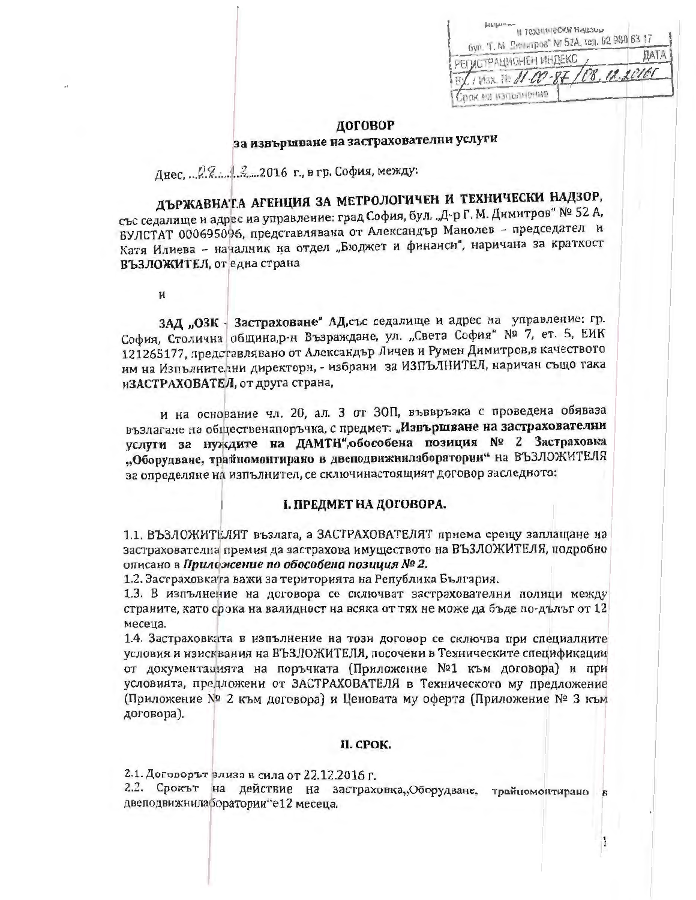Държавна агенция за метрологичен и технически надзор
бул. "Г. М. Димитров" № 52А, тел. 02 980 63 17

| РЕГИСТРАЦИОНЕН ИНДЕКС | ДАТА |
|---|---|
| Вх./Изх. № 11-00-87 | 08.12.2016 г. |
| Срок на изпълнение | |

**ДОГОВОР**

**за извършване на застрахователни услуги**

Днес, ..08..12...2016 г., в гр. София, между:

**ДЪРЖАВНАТА АГЕНЦИЯ ЗА МЕТРОЛОГИЧЕН И ТЕХНИЧЕСКИ НАДЗОР,** със седалище и адрес на управление: град София, бул. „Д-р Г. М. Димитров" № 52 А, БУЛСТАТ 000695096, представлявана от Александър Манолев – председател и Катя Илиева – началник на отдел „Бюджет и финанси", наричана за краткост **ВЪЗЛОЖИТЕЛ**, от една страна

и

**ЗАД „ОЗК - Застраховане" АД**,със седалище и адрес на управление: гр. София, Столична община,р-н Възраждане, ул. „Света София" № 7, ет. 5, ЕИК 121265177, представлявано от Александър Личев и Румен Димитров,в качеството им на Изпълнителни директори, - избрани за ИЗПЪЛНИТЕЛ, наричан също така и**ЗАСТРАХОВАТЕЛ**, от друга страна,

и на основание чл. 20, ал. 3 от ЗОП, въвврзъка с проведена обяваза възлагане на общественапоръчка, с предмет: **„Извършване на застрахователни услуги за нуждите на ДАМТН",обособена позиция № 2 Застраховка „Оборудване, трайномонтирано в двеподвижнилаборатории"** на ВЪЗЛОЖИТЕЛЯ за определяне на изпълнител, се сключинастоящият договор заследното:

## I. ПРЕДМЕТ НА ДОГОВОРА.

1.1. ВЪЗЛОЖИТЕЛЯТ възлага, а ЗАСТРАХОВАТЕЛЯТ приема срещу заплащане на застрахователна премия да застрахова имуществото на ВЪЗЛОЖИТЕЛЯ, подробно описано в ***Приложение по обособена позиция № 2.***

1.2. Застраховката важи за територията на Република България.

1.3. В изпълнение на договора се сключват застрахователни полици между страните, като срока на валидност на всяка от тях не може да бъде по-дълъг от 12 месеца.

1.4. Застраховката в изпълнение на този договор се сключва при специалните условия и изисквания на ВЪЗЛОЖИТЕЛЯ, посочени в Техническите спецификации от документацията на поръчката (Приложение №1 към договора) и при условията, предложени от ЗАСТРАХОВАТЕЛЯ в Техническото му предложение (Приложение № 2 към договора) и Ценовата му оферта (Приложение № 3 към договора).

## II. СРОК.

2.1. Договорът влиза в сила от 22.12.2016 г.

2.2. Срокът на действие на застраховка„Оборудване, трайномонтирано в двеподвижнилаборатории"е12 месеца.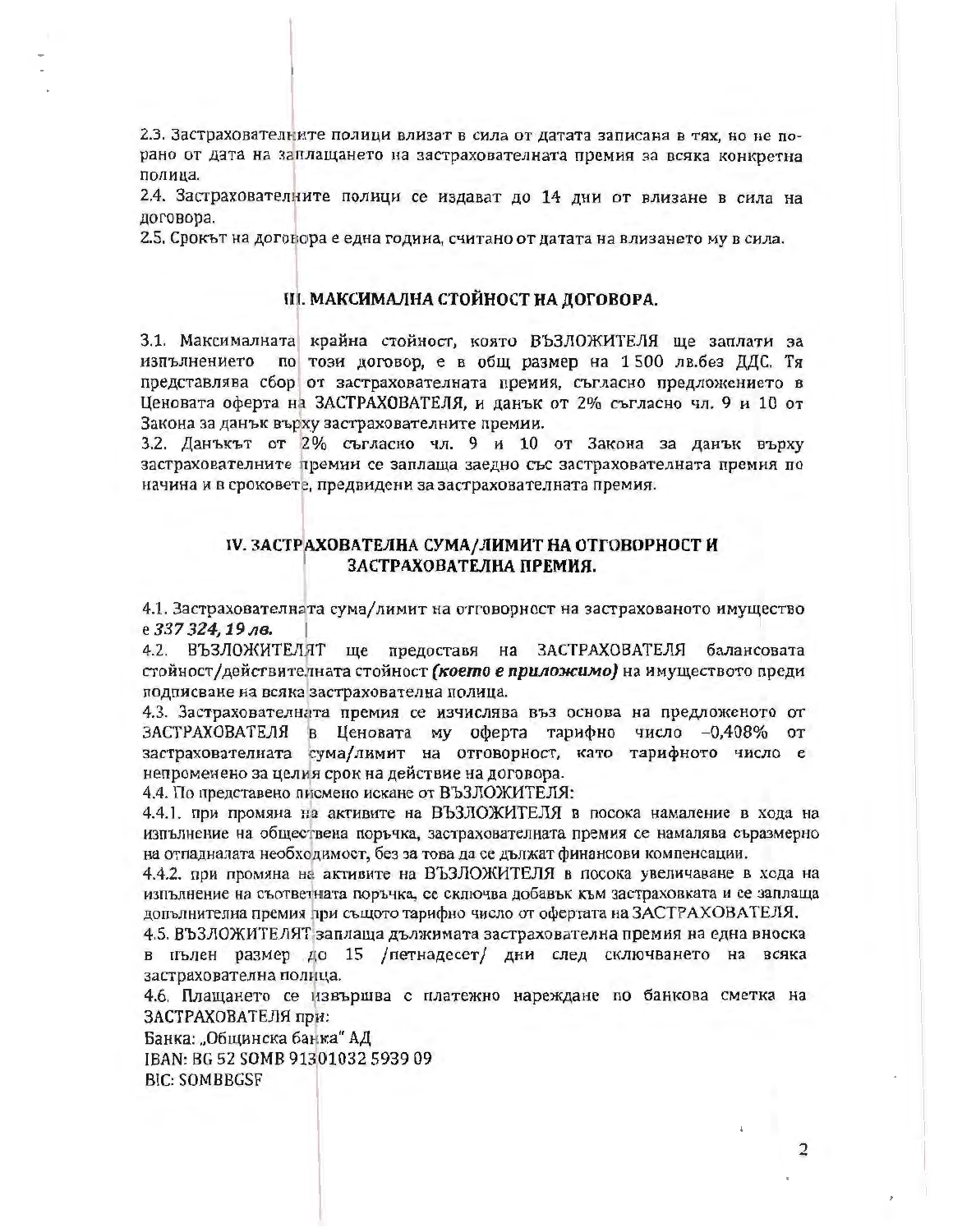2.3. Застрахователните полици влизат в сила от датата записана в тях, но не по-рано от дата на заплащането на застрахователната премия за всяка конкретна полица.

2.4. Застрахователните полици се издават до 14 дни от влизане в сила на договора.

2.5. Срокът на договора е една година, считано от датата на влизането му в сила.

## III. МАКСИМАЛНА СТОЙНОСТ НА ДОГОВОРА.

3.1. Максималната крайна стойност, която ВЪЗЛОЖИТЕЛЯ ще заплати за изпълнението по този договор, е в общ размер на 1 500 лв.без ДДС. Тя представлява сбор от застрахователната премия, съгласно предложението в Ценовата оферта на ЗАСТРАХОВАТЕЛЯ, и данък от 2% съгласно чл. 9 и 10 от Закона за данък върху застрахователните премии.

3.2. Данъкът от 2% съгласно чл. 9 и 10 от Закона за данък върху застрахователните премии се заплаща заедно със застрахователната премия по начина и в сроковете, предвидени за застрахователната премия.

## IV. ЗАСТРАХОВАТЕЛНА СУМА/ЛИМИТ НА ОТГОВОРНОСТ И ЗАСТРАХОВАТЕЛНА ПРЕМИЯ.

4.1. Застрахователната сума/лимит на отговорност на застрахованото имущество е ***337 324, 19 лв.***

4.2. ВЪЗЛОЖИТЕЛЯТ ще предоставя на ЗАСТРАХОВАТЕЛЯ балансовата стойност/действителната стойност ***(което е приложимо)*** на имуществото преди подписване на всяка застрахователна полица.

4.3. Застрахователната премия се изчислява въз основа на предложеното от ЗАСТРАХОВАТЕЛЯ в Ценовата му оферта тарифно число –0,408% от застрахователната сума/лимит на отговорност, като тарифното число е непроменено за целия срок на действие на договора.

4.4. По представено писмено искане от ВЪЗЛОЖИТЕЛЯ:

4.4.1. при промяна на активите на ВЪЗЛОЖИТЕЛЯ в посока намаление в хода на изпълнение на обществена поръчка, застрахователната премия се намалява съразмерно на отпадналата необходимост, без за това да се дължат финансови компенсации.

4.4.2. при промяна на активите на ВЪЗЛОЖИТЕЛЯ в посока увеличаване в хода на изпълнение на съответната поръчка, се сключва добавък към застраховката и се заплаща допълнителна премия при същото тарифно число от офертата на ЗАСТРАХОВАТЕЛЯ.

4.5. ВЪЗЛОЖИТЕЛЯТ заплаща дължимата застрахователна премия на една вноска в пълен размер до 15 /петнадесет/ дни след сключването на всяка застрахователна полица.

4.6. Плащането се извършва с платежно нареждане по банкова сметка на ЗАСТРАХОВАТЕЛЯ при:

Банка: „Общинска банка" АД

IBAN: BG 52 SOMB 91301032 5939 09

BIC: SOMBBGSF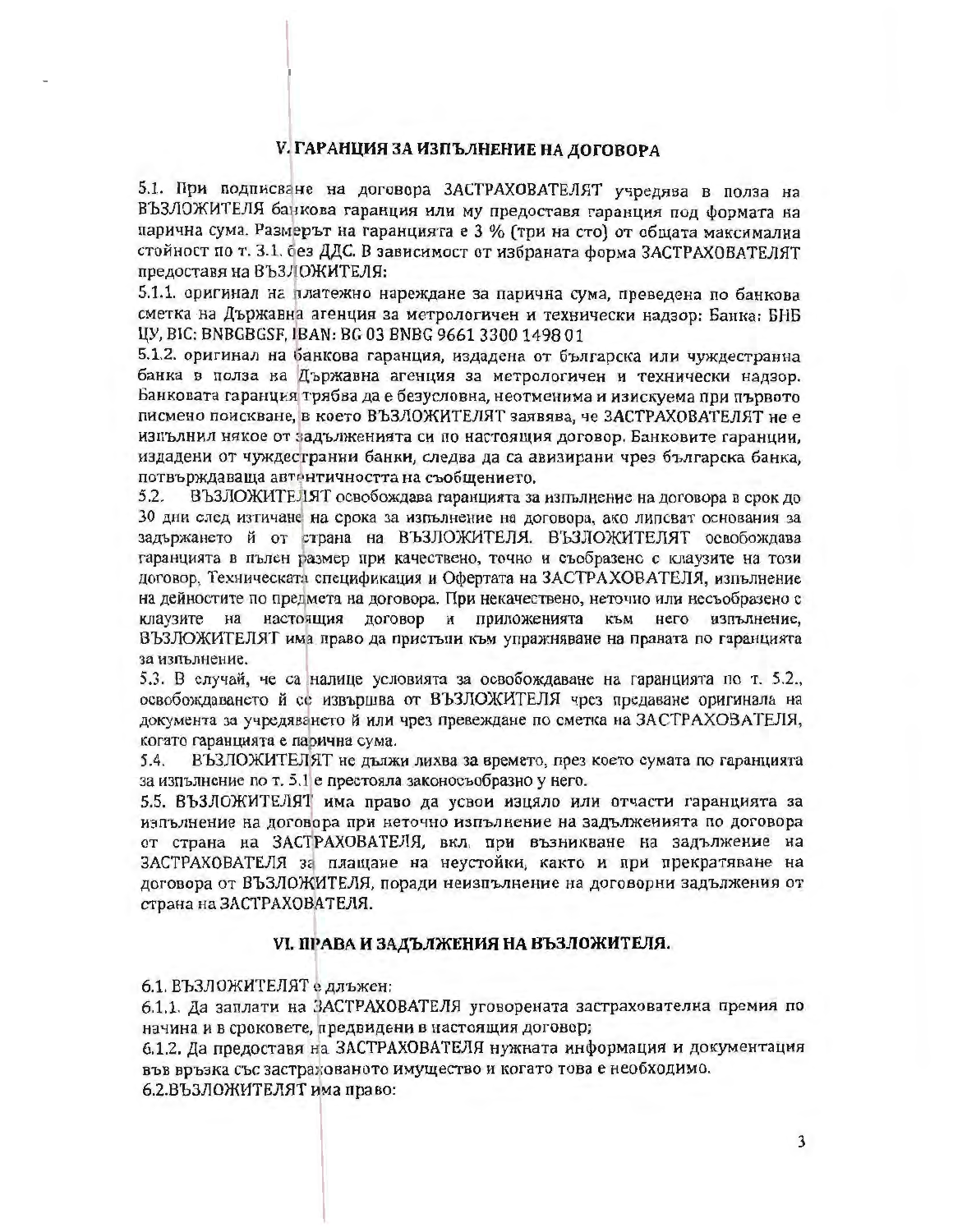## V. ГАРАНЦИЯ ЗА ИЗПЪЛНЕНИЕ НА ДОГОВОРА

5.1. При подписване на договора ЗАСТРАХОВАТЕЛЯТ учредява в полза на ВЪЗЛОЖИТЕЛЯ банкова гаранция или му предоставя гаранция под формата на парична сума. Размерът на гаранцията е 3 % (три на сто) от общата максимална стойност по т. 3.1. без ДДС. В зависимост от избраната форма ЗАСТРАХОВАТЕЛЯТ предоставя на ВЪЗЛОЖИТЕЛЯ:

5.1.1. оригинал на платежно нареждане за парична сума, преведена по банкова сметка на Държавна агенция за метрологичен и технически надзор: Банка: БНБ ЦУ, BIC: BNBGBGSF, IBAN: BG 03 BNBG 9661 3300 1498 01

5.1.2. оригинал на банкова гаранция, издадена от българска или чуждестранна банка в полза на Държавна агенция за метрологичен и технически надзор. Банковата гаранция трябва да е безусловна, неотменима и изискуема при първото писмено поискване, в което ВЪЗЛОЖИТЕЛЯТ заявява, че ЗАСТРАХОВАТЕЛЯТ не е изпълнил някое от задълженията си по настоящия договор. Банковите гаранции, издадени от чуждестранни банки, следва да са авизирани чрез българска банка, потвърждаваща автентичността на съобщението.

5.2. ВЪЗЛОЖИТЕЛЯТ освобождава гаранцията за изпълнение на договора в срок до 30 дни след изтичане на срока за изпълнение на договора, ако липсват основания за задържането ѝ от страна на ВЪЗЛОЖИТЕЛЯ. ВЪЗЛОЖИТЕЛЯТ освобождава гаранцията в пълен размер при качествено, точно и съобразено с клаузите на този договор, Техническата спецификация и Офертата на ЗАСТРАХОВАТЕЛЯ, изпълнение на дейностите по предмета на договора. При некачествено, неточно или несъобразено с клаузите на настоящия договор и приложенията към него изпълнение, ВЪЗЛОЖИТЕЛЯТ има право да пристъпи към упражняване на правата по гаранцията за изпълнение.

5.3. В случай, че са налице условията за освобождаване на гаранцията по т. 5.2., освобождаването ѝ се извършва от ВЪЗЛОЖИТЕЛЯ чрез предаване оригинала на документа за учредяването ѝ или чрез превеждане по сметка на ЗАСТРАХОВАТЕЛЯ, когато гаранцията е парична сума.

5.4. ВЪЗЛОЖИТЕЛЯТ не дължи лихва за времето, през което сумата по гаранцията за изпълнение по т. 5.1 е престояла законосъобразно у него.

5.5. ВЪЗЛОЖИТЕЛЯТ има право да усвои изцяло или отчасти гаранцията за изпълнение на договора при неточно изпълнение на задълженията по договора от страна на ЗАСТРАХОВАТЕЛЯ, вкл. при възникване на задължение на ЗАСТРАХОВАТЕЛЯ за плащане на неустойки, както и при прекратяване на договора от ВЪЗЛОЖИТЕЛЯ, поради неизпълнение на договорни задължения от страна на ЗАСТРАХОВАТЕЛЯ.

## VI. ПРАВА И ЗАДЪЛЖЕНИЯ НА ВЪЗЛОЖИТЕЛЯ.

6.1. ВЪЗЛОЖИТЕЛЯТ е длъжен:

6.1.1. Да заплати на ЗАСТРАХОВАТЕЛЯ уговорената застрахователна премия по начина и в сроковете, предвидени в настоящия договор;

6.1.2. Да предоставя на ЗАСТРАХОВАТЕЛЯ нужната информация и документация във връзка със застрахованото имущество и когато това е необходимо.

6.2.ВЪЗЛОЖИТЕЛЯТ има право: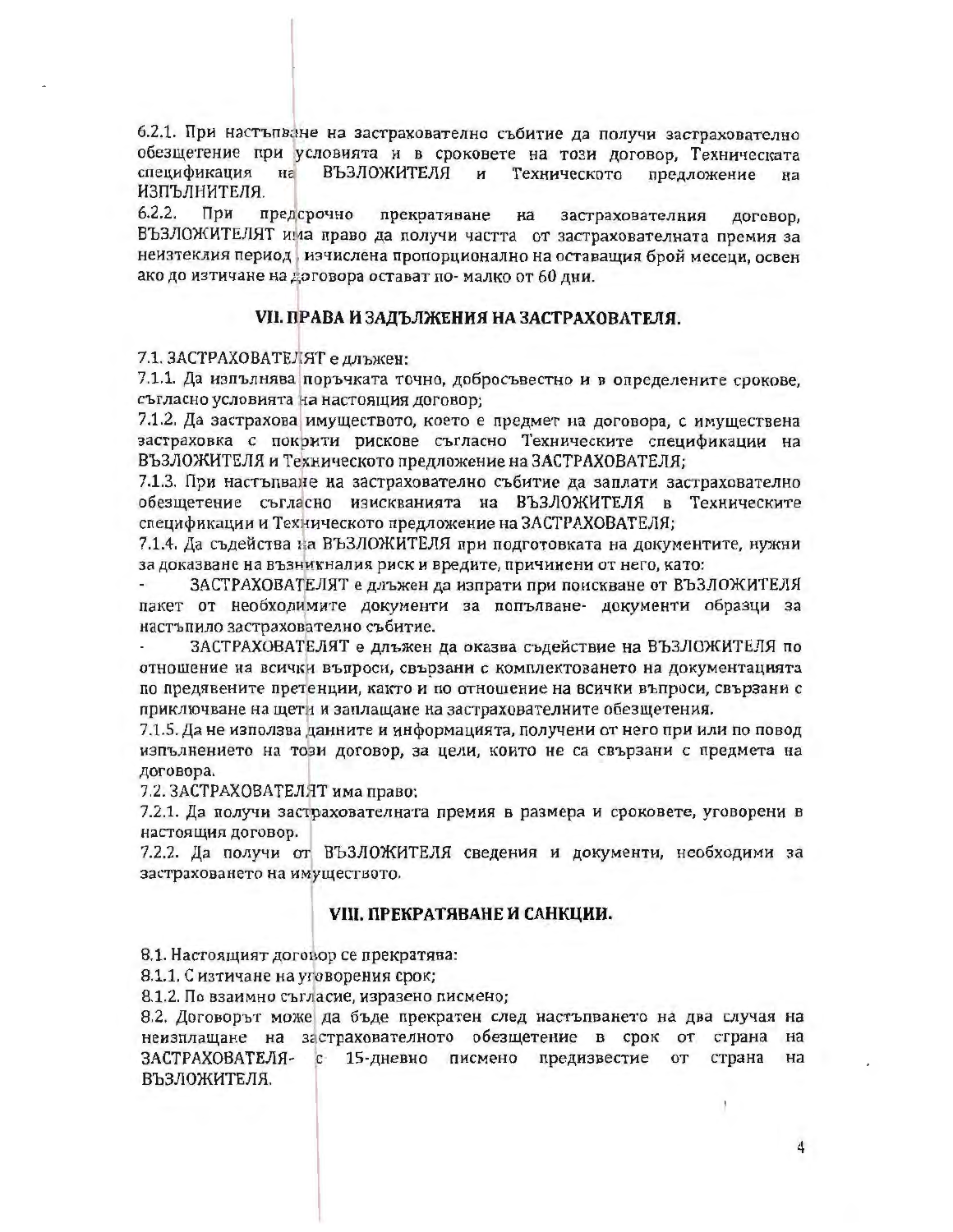6.2.1. При настъпване на застрахователно събитие да получи застрахователно обезщетение при условията и в сроковете на този договор, Техническата спецификация на ВЪЗЛОЖИТЕЛЯ и Техническото предложение на ИЗПЪЛНИТЕЛЯ.

6.2.2. При предсрочно прекратяване на застрахователния договор, ВЪЗЛОЖИТЕЛЯТ има право да получи частта от застрахователната премия за неизтеклия период , изчислена пропорционално на оставащия брой месеци, освен ако до изтичане на договора остават по- малко от 60 дни.

## VII. ПРАВА И ЗАДЪЛЖЕНИЯ НА ЗАСТРАХОВАТЕЛЯ.

7.1. ЗАСТРАХОВАТЕЛЯТ е длъжен:

7.1.1. Да изпълнява поръчката точно, добросъвестно и в определените срокове, съгласно условията на настоящия договор;

7.1.2. Да застрахова имуществото, което е предмет на договора, с имуществена застраховка с покрити рискове съгласно Техническите спецификации на ВЪЗЛОЖИТЕЛЯ и Техническото предложение на ЗАСТРАХОВАТЕЛЯ;

7.1.3. При настъпване на застрахователно събитие да заплати застрахователно обезщетение съгласно изискванията на ВЪЗЛОЖИТЕЛЯ в Техническите спецификации и Техническото предложение на ЗАСТРАХОВАТЕЛЯ;

7.1.4. Да съдейства на ВЪЗЛОЖИТЕЛЯ при подготовката на документите, нужни за доказване на възникналия риск и вредите, причинени от него, като:

- ЗАСТРАХОВАТЕЛЯТ е длъжен да изпрати при поискване от ВЪЗЛОЖИТЕЛЯ пакет от необходимите документи за попълване- документи образци за настъпило застрахователно събитие.
- ЗАСТРАХОВАТЕЛЯТ е длъжен да оказва съдействие на ВЪЗЛОЖИТЕЛЯ по отношение на всички въпроси, свързани с комплектоването на документацията по предявените претенции, както и по отношение на всички въпроси, свързани с приключване на щети и заплащане на застрахователните обезщетения.

7.1.5. Да не използва данните и информацията, получени от него при или по повод изпълнението на този договор, за цели, които не са свързани с предмета на договора.

7.2. ЗАСТРАХОВАТЕЛЯТ има право:

7.2.1. Да получи застрахователната премия в размера и сроковете, уговорени в настоящия договор.

7.2.2. Да получи от ВЪЗЛОЖИТЕЛЯ сведения и документи, необходими за застраховането на имуществото.

## VIII. ПРЕКРАТЯВАНЕ И САНКЦИИ.

8.1. Настоящият договор се прекратява:

8.1.1. С изтичане на уговорения срок;

8.1.2. По взаимно съгласие, изразено писмено;

8.2. Договорът може да бъде прекратен след настъпването на два случая на неизплащане на застрахователното обезщетение в срок от страна на ЗАСТРАХОВАТЕЛЯ- с 15-дневно писмено предизвестие от страна на ВЪЗЛОЖИТЕЛЯ.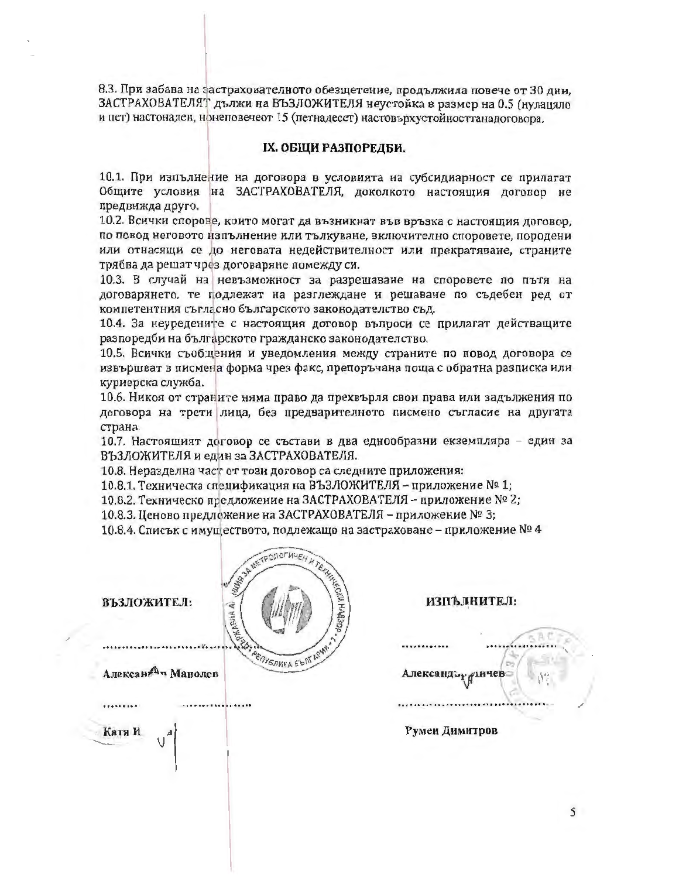8.3. При забава на застрахователното обезщетение, продължила повече от 30 дни, ЗАСТРАХОВАТЕЛЯТ дължи на ВЪЗЛОЖИТЕЛЯ неустойка в размер на 0.5 (нулацяло и пет) настонаден, нонеповечеот 15 (петнадесет) настовърхустойносттанадоговора.

## IX. ОБЩИ РАЗПОРЕДБИ.

10.1. При изпълнение на договора в условията на субсидиарност се прилагат Общите условия на ЗАСТРАХОВАТЕЛЯ, доколкото настоящия договор не предвижда друго.

10.2. Всички спорове, които могат да възникнат във връзка с настоящия договор, по повод неговото изпълнение или тълкуване, включително споровете, породени или отнасящи се до неговата недействителност или прекратяване, страните трябва да решат чрез договаряне помежду си.

10.3. В случай на невъзможност за разрешаване на споровете по пътя на договарянето, те подлежат на разглеждане и решаване по съдебен ред от компетентния съгласно българското законодателство съд.

10.4. За неуредените с настоящия договор въпроси се прилагат действащите разпоредби на българското гражданско законодателство.

10.5. Всички съобщения и уведомления между страните по повод договора се извършват в писмена форма чрез факс, препоръчана поща с обратна разписка или куриерска служба.

10.6. Никоя от страните няма право да прехвърля свои права или задължения по договора на трети лица, без предварителното писмено съгласие на другата страна.

10.7. Настоящият договор се състави в два еднообразни екземпляра – един за ВЪЗЛОЖИТЕЛЯ и един за ЗАСТРАХОВАТЕЛЯ.

10.8. Неразделна част от този договор са следните приложения:

10.8.1. Техническа спецификация на ВЪЗЛОЖИТЕЛЯ – приложение № 1;

10.8.2. Техническо предложение на ЗАСТРАХОВАТЕЛЯ – приложение № 2;

10.8.3. Ценово предложение на ЗАСТРАХОВАТЕЛЯ – приложение № 3;

10.8.4. Списък с имуществото, подлежащо на застраховане – приложение № 4

| **ВЪЗЛОЖИТЕЛ:** | **ИЗПЪЛНИТЕЛ:** |
|---|---|
| ............................ | ............ ............ |
| **Александър Манолев** | **Александър ...ичев** |
| .......... .................. | ........................................ |
| **Катя И...а** | **Румен Димитров** |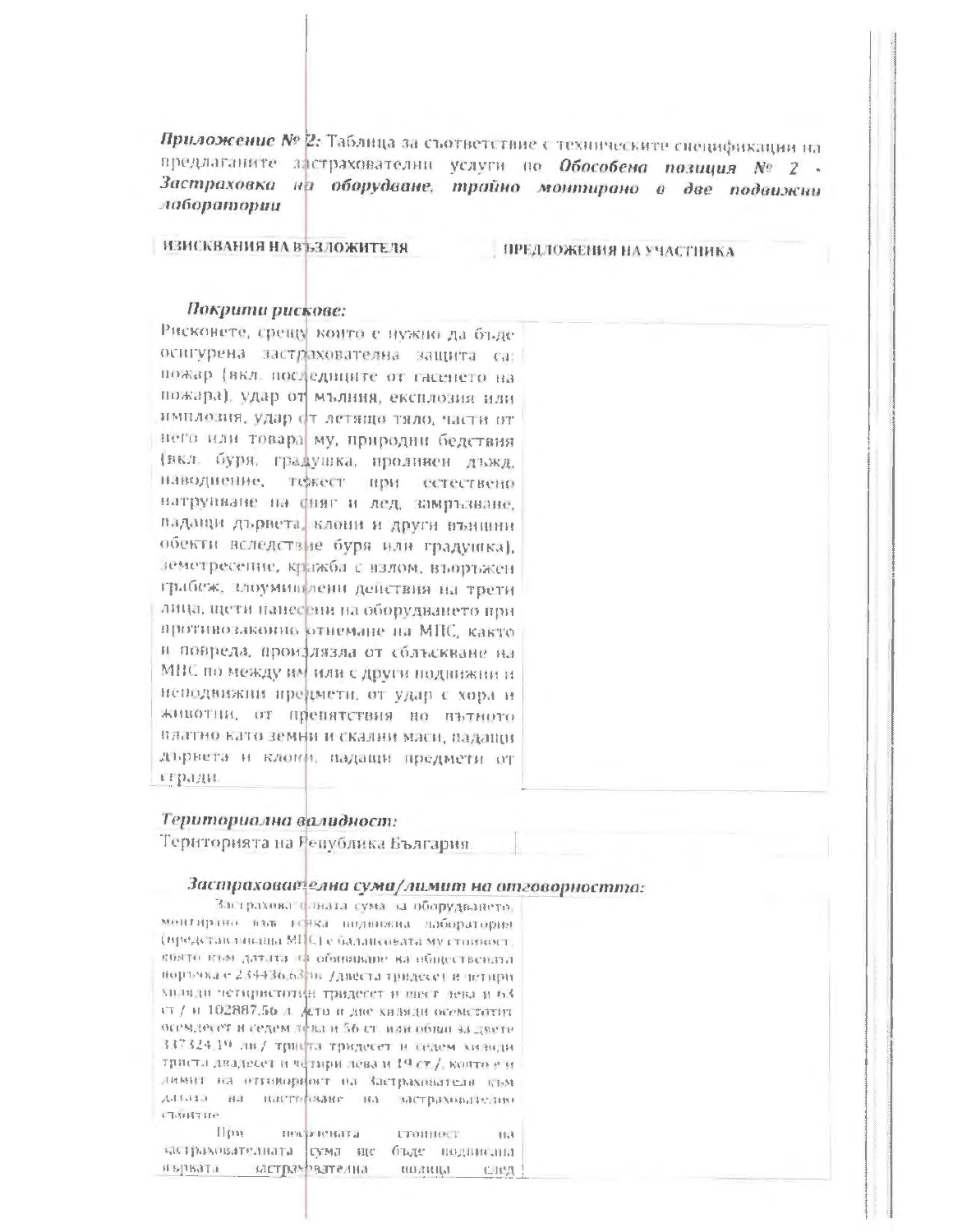***Приложение № 2:*** Таблица за съответствие с техническите спецификации на предлаганите застрахователни услуги по ***Обособена позиция № 2 - Застраховка на оборудване, трайно монтирано в две подвижни лаборатории***

| ИЗИСКВАНИЯ НА ВЪЗЛОЖИТЕЛЯ | ПРЕДЛОЖЕНИЯ НА УЧАСТНИКА |
|---|---|
| ***Покрити рискове:*** | |
| Рисковете, срещу които е нужно да бъде осигурена застрахователна защита са: пожар (вкл. последиците от гасенето на пожара), удар от мълния, експлозия или имплозия, удар от летящо тяло, части от него или товара му, природни бедствия (вкл. буря, градушка, проливен дъжд, наводнение, тежест при естествено натрупване на сняг и лед, замръзване, падащи дървета, клони и други външни обекти вследствие буря или градушка), земетресение, кражба с взлом, въоръжен грабеж, злоумишлени действия на трети лица, щети нанесени на оборудването при противозаконно отнемане на МПС, както и повреда, произлязла от сблъскване на МПС по между им или с други подвижни и неподвижни предмети, от удар с хора и животни, от препятствия по пътното платно като земни и скални маси, падащи дървета и клони, падащи предмети от сгради. | |
| ***Териториална валидност:*** | |
| Територията на Република България. | |
| ***Застрахователна сума/лимит на отговорността:*** | |
| Застрахователната сума за оборудването, монтирано във всяка подвижна лаборатория (представляваща МПС) е балансовата му стойност, която към датата на обявяване на обществената поръчка е 234436,63лв /двеста тридесет и четири хиляди четиристотин тридесет и шест лева и 63 ст / и 102887,56 л /сто и две хиляди осемстотин осемдесет и седем лева и 56 ст/ или общо за двете 337324,19 лв / триста тридесет и седем хиляди триста двадесет и четири лева и 19 ст /, която е и лимит на отговорност на Застрахователя към датата на настъпване на застрахователно събитие.<br>При посочената стойност на застрахователната сума ще бъде подписана първата застрахователна полица след | |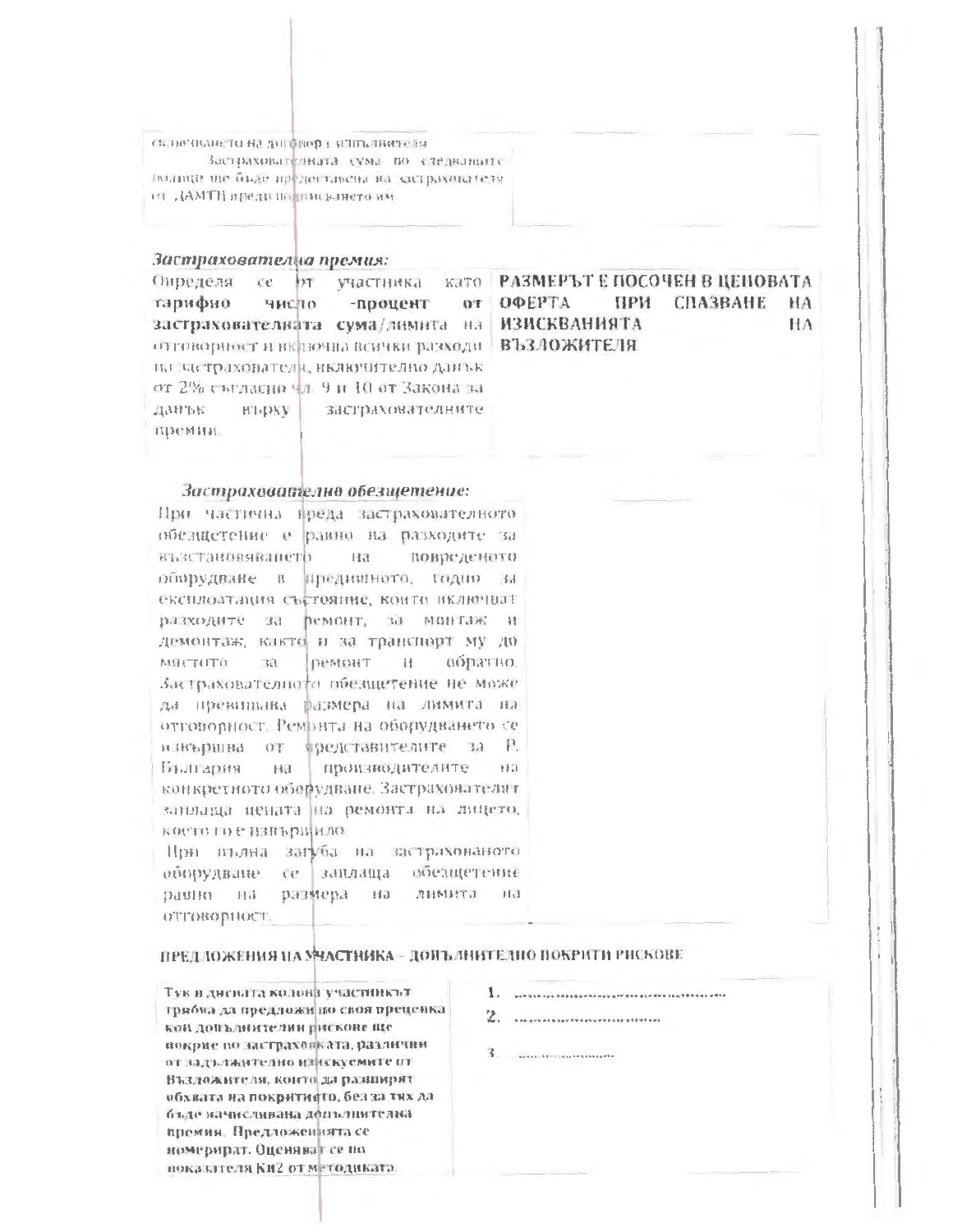| | |
|---|---|
| сключването на договор с изпълнителя<br>Застрахователната сума по следващите полици ще бъде предоставена на застрахователя от ДАМТН преди подписването им | |

*Застрахователна премия:*

| | |
|---|---|
| Определя се от участника като **тарифно число -процент от застрахователната сума**/лимита на отговорност и включва всички разходи на застрахователя, включително данък от 2% съгласно чл. 9 и 10 от Закона за данък върху застрахователните премии. | **РАЗМЕРЪТ Е ПОСОЧЕН В ЦЕНОВАТА ОФЕРТА ПРИ СПАЗВАНЕ НА ИЗИСКВАНИЯТА НА ВЪЗЛОЖИТЕЛЯ** |

*Застрахователно обезщетение:*

| | |
|---|---|
| При частична вреда застрахователното обезщетение е равно на разходите за възстановяването на повреденото оборудване в предишното, годно за експлоатация състояние, които включват разходите за ремонт, за монтаж и демонтаж, както и за транспорт му до мястото за ремонт и обратно. Застрахователното обезщетение не може да превишава размера на лимита на отговорност. Ремонта на оборудването се извършва от представителите за Р. България на производителите на конкретното оборудване. Застрахователят заплаща цената на ремонта на лицето, което го е извършило.<br>При пълна загуба на застрахованото оборудване се заплаща обезщетение равно на размера на лимита на отговорност. | |

**ПРЕДЛОЖЕНИЯ НА УЧАСТНИКА – ДОПЪЛНИТЕЛНО ПОКРИТИ РИСКОВЕ**

| | |
|---|---|
| **Тук в дясната колона участникът трябва да предложи по своя преценка кои допълнителни рискове ще покрие по застраховката, различни от задължително изискуемите от Възложителя, които да разширят обхвата на покритието, без за тях да бъде начислявана допълнителна премия. Предложенията се номерират. Оценяват се по показателя Ки2 от методиката.** | 1. ......................................<br>2. ...........................<br>3. ................ |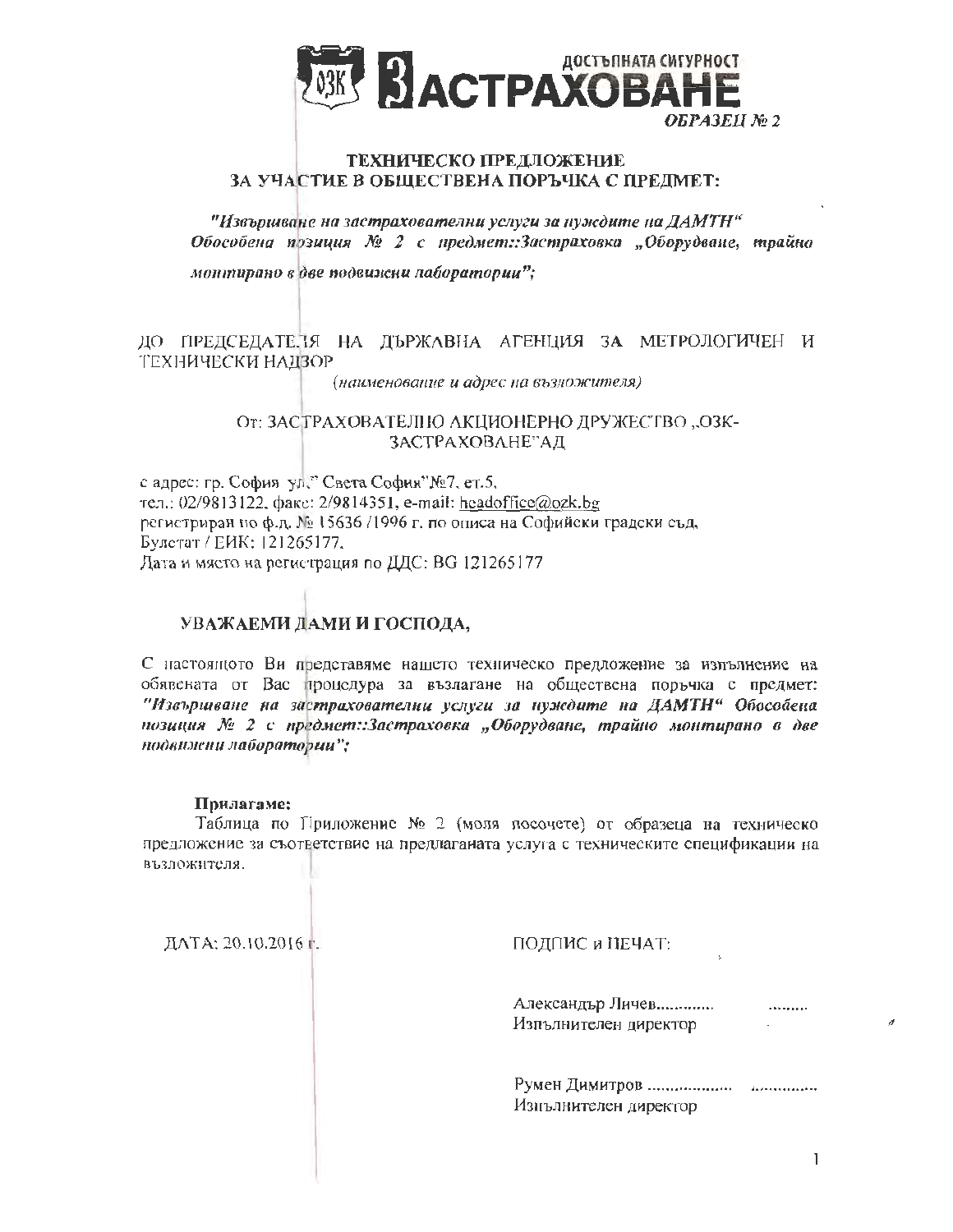ОЗК ЗАСТРАХОВАНЕ ДОСТЪПНАТА СИГУРНОСТ

***ОБРАЗЕЦ № 2***

## ТЕХНИЧЕСКО ПРЕДЛОЖЕНИЕ
## ЗА УЧАСТИЕ В ОБЩЕСТВЕНА ПОРЪЧКА С ПРЕДМЕТ:

***"Извършване на застрахователни услуги за нуждите на ДАМТН" Обособена позиция № 2 с предмет::Застраховка „Оборудване, трайно монтирано в две подвижни лаборатории";***

ДО ПРЕДСЕДАТЕЛЯ НА ДЪРЖАВНА АГЕНЦИЯ ЗА МЕТРОЛОГИЧЕН И ТЕХНИЧЕСКИ НАДЗОР

*(наименование и адрес на възложителя)*

От: ЗАСТРАХОВАТЕЛНО АКЦИОНЕРНО ДРУЖЕСТВО „ОЗК-ЗАСТРАХОВАНЕ"АД

с адрес: гр. София ул." Света София"№7, ет.5,
тел.: 02/9813122, факс: 2/9814351, e-mail: headoffice@ozk.bg
регистриран по ф.д. № 15636 /1996 г. по описа на Софийски градски съд,
Булстат / ЕИК: 121265177,
Дата и място на регистрация по ДДС: BG 121265177

**УВАЖАЕМИ ДАМИ И ГОСПОДА,**

С настоящото Ви представяме нашето техническо предложение за изпълнение на обявената от Вас процедура за възлагане на обществена поръчка с предмет: ***"Извършване на застрахователни услуги за нуждите на ДАМТН" Обособена позиция № 2 с предмет::Застраховка „Оборудване, трайно монтирано в две подвижни лаборатории";***

**Прилагаме:**

Таблица по Приложение № 2 (моля посочете) от образеца на техническо предложение за съответствие на предлаганата услуга с техническите спецификации на възложителя.

ДАТА: 20.10.2016 г.

ПОДПИС и ПЕЧАТ:

Александър Личев............. .........
Изпълнителен директор

Румен Димитров .................. ..............
Изпълнителен директор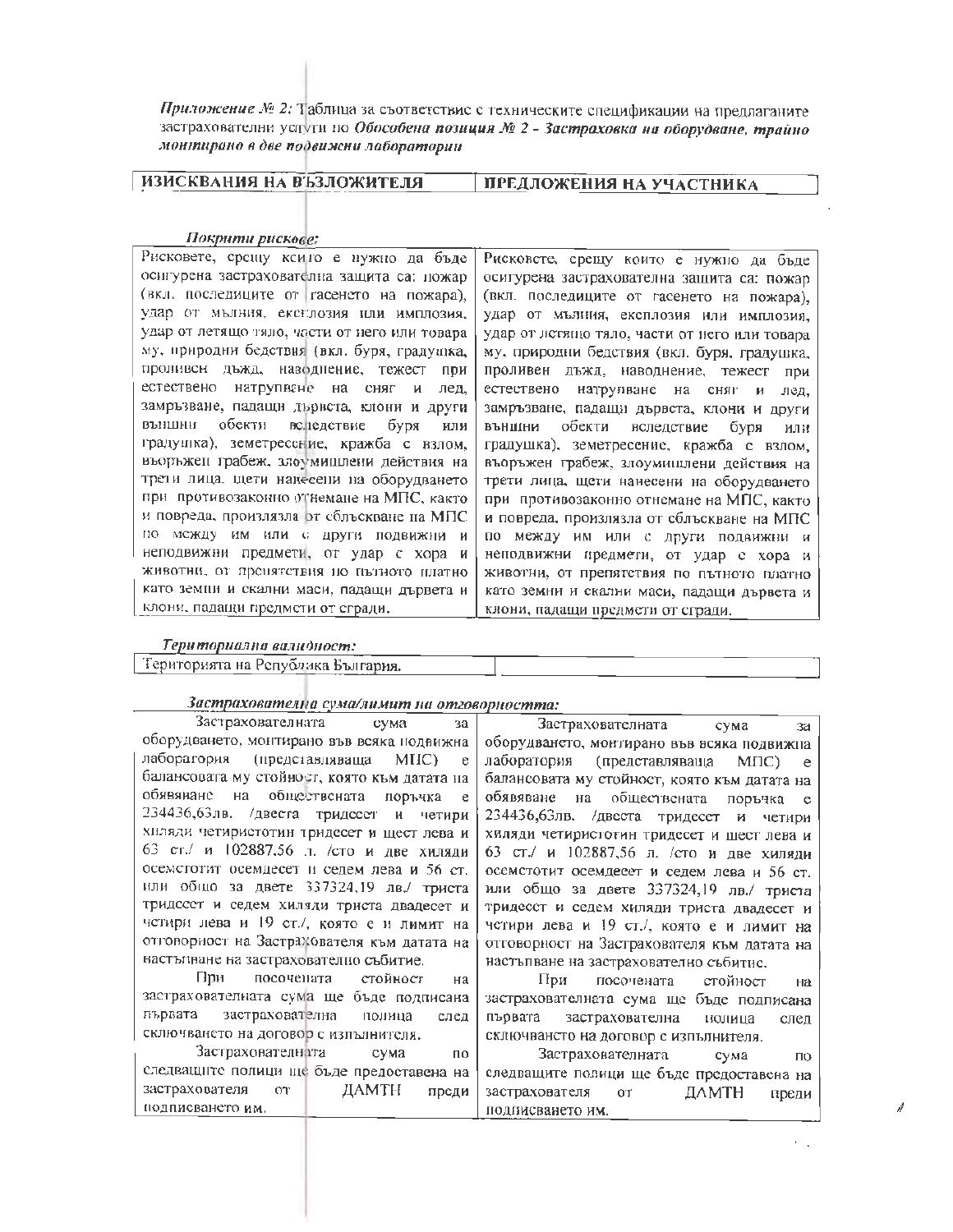***Приложение № 2:*** Таблица за съответствие с техническите спецификации на предлаганите застрахователни услуги по ***Обособена позиция № 2 - Застраховка на оборудване, трайно монтирано в две подвижни лаборатории***

| **ИЗИСКВАНИЯ НА ВЪЗЛОЖИТЕЛЯ** | **ПРЕДЛОЖЕНИЯ НА УЧАСТНИКА** |
|---|---|

***Покрити рискове:***

| | |
|---|---|
| Рисковете, срещу които е нужно да бъде осигурена застрахователна защита са: пожар (вкл. последиците от гасенето на пожара), удар от мълния, експлозия или имплозия, удар от летящо тяло, части от него или товара му, природни бедствия (вкл. буря, градушка, проливен дъжд, наводнение, тежест при естествено натрупване на сняг и лед, замръзване, падащи дървета, клони и други външни обекти вследствие буря или градушка), земетресение, кражба с взлом, въоръжен грабеж, злоумишлени действия на трети лица, щети нанесени на оборудването при противозаконно отнемане на МПС, както и повреда, произлязла от сблъскване на МПС по между им или с други подвижни и неподвижни предмети, от удар с хора и животни, от препятствия по пътното платно като земни и скални маси, падащи дървета и клони, падащи предмети от сгради. | Рисковете, срещу които е нужно да бъде осигурена застрахователна защита са: пожар (вкл. последиците от гасенето на пожара), удар от мълния, експлозия или имплозия, удар от летящо тяло, части от него или товара му, природни бедствия (вкл. буря, градушка, проливен дъжд, наводнение, тежест при естествено натрупване на сняг и лед, замръзване, падащи дървета, клони и други външни обекти вследствие буря или градушка), земетресение, кражба с взлом, въоръжен грабеж, злоумишлени действия на трети лица, щети нанесени на оборудването при противозаконно отнемане на МПС, както и повреда, произлязла от сблъскване на МПС по между им или с други подвижни и неподвижни предмети, от удар с хора и животни, от препятствия по пътното платно като земни и скални маси, падащи дървета и клони, падащи предмети от сгради. |

***Териториална валидност:***

| | |
|---|---|
| Територията на Република България. | |

***Застрахователна сума/лимит на отговорността:***

| | |
|---|---|
| Застрахователната сума за оборудването, монтирано във всяка подвижна лаборатория (представляваща МПС) е балансовата му стойност, която към датата на обявяване на обществената поръчка е 234436,63лв. /двеста тридесет и четири хиляди четиристотин тридесет и шест лева и 63 ст./ и 102887,56 л. /сто и две хиляди осемстотит осемдесет и седем лева и 56 ст. или общо за двете 337324,19 лв./ триста тридесет и седем хиляди триста двадесет и четири лева и 19 ст./, която е и лимит на отговорност на Застрахователя към датата на настъпване на застрахователно събитие. При посочената стойност на застрахователната сума ще бъде подписана първата застрахователна полица след сключването на договор с изпълнителя. Застрахователната сума по следващите полици ще бъде предоставена на застрахователя от ДАМТН преди подписването им. | Застрахователната сума за оборудването, монтирано във всяка подвижна лаборатория (представляваща МПС) е балансовата му стойност, която към датата на обявяване на обществената поръчка е 234436,63лв. /двеста тридесет и четири хиляди четиристотин тридесет и шест лева и 63 ст./ и 102887,56 л. /сто и две хиляди осемстотит осемдесет и седем лева и 56 ст. или общо за двете 337324,19 лв./ триста тридесет и седем хиляди триста двадесет и четири лева и 19 ст./, която е и лимит на отговорност на Застрахователя към датата на настъпване на застрахователно събитие. При посочената стойност на застрахователната сума ще бъде подписана първата застрахователна полица след сключването на договор с изпълнителя. Застрахователната сума по следващите полици ще бъде предоставена на застрахователя от ДАМТН преди подписването им. |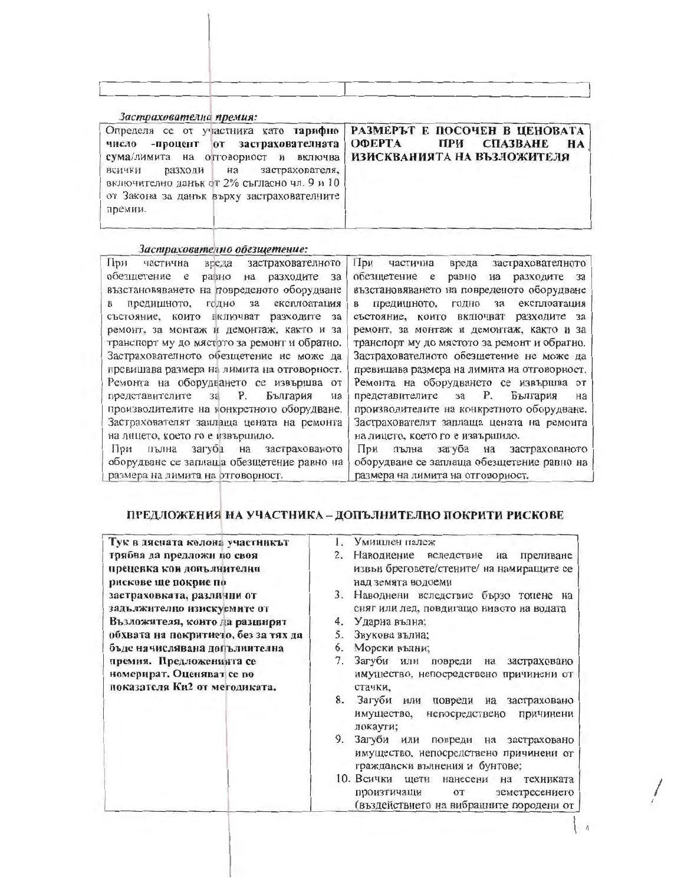| | |
|---|---|

*Застрахователна премия:*

| | |
|---|---|
| Определя се от участника като **тарифно число -процент от застрахователната сума**/лимита на отговорност и включва всички разходи на застрахователя, включително данък от 2% съгласно чл. 9 и 10 от Закона за данък върху застрахователните премии. | **РАЗМЕРЪТ Е ПОСОЧЕН В ЦЕНОВАТА ОФЕРТА ПРИ СПАЗВАНЕ НА ИЗИСКВАНИЯТА НА ВЪЗЛОЖИТЕЛЯ** |

*Застрахователно обезщетение:*

| | |
|---|---|
| При частична вреда застрахователното обезщетение е равно на разходите за възстановяването на повреденото оборудване в предишното, годно за експлоатация състояние, които включват разходите за ремонт, за монтаж и демонтаж, както и за транспорт му до мястото за ремонт и обратно. Застрахователното обезщетение не може да превишава размера на лимита на отговорност. Ремонта на оборудването се извършва от представителите за Р. България на производителите на конкретното оборудване. Застрахователят заплаща цената на ремонта на лицето, което го е извършило. При пълна загуба на застрахованото оборудване се заплаща обезщетение равно на размера на лимита на отговорност. | При частична вреда застрахователното обезщетение е равно на разходите за възстановяването на повреденото оборудване в предишното, годно за експлоатация състояние, които включват разходите за ремонт, за монтаж и демонтаж, както и за транспорт му до мястото за ремонт и обратно. Застрахователното обезщетение не може да превишава размера на лимита на отговорност. Ремонта на оборудването се извършва от представителите за Р. България на производителите на конкретното оборудване. Застрахователят заплаща цената на ремонта на лицето, което го е извършило. При пълна загуба на застрахованото оборудване се заплаща обезщетение равно на размера на лимита на отговорност. |

## ПРЕДЛОЖЕНИЯ НА УЧАСТНИКА – ДОПЪЛНИТЕЛНО ПОКРИТИ РИСКОВЕ

| | |
|---|---|
| **Тук в дясната колона участникът трябва да предложи по своя преценка кои допълнителни рискове ще покрие по застраховката, различни от задължително изискуемите от Възложителя, които да разширят обхвата на покритието, без за тях да бъде начислявана допълнителна премия. Предложенията се номерират. Оценяват се по показателя Ки2 от методиката.** | 1. Умишлен палеж<br>2. Наводнение вследствие на преливане извън бреговете/стените/ на намиращите се над земята водоеми<br>3. Наводнени вследствие бързо топене на сняг или лед, повдигащо нивото на водата<br>4. Ударна вълна;<br>5. Звукова вълна;<br>6. Морски вълни;<br>7. Загуби или повреди на застраховано имущество, непосредствено причинени от стачки,<br>8. Загуби или повреди на застраховано имущество, непосредствено причинени локаути;<br>9. Загуби или повреди на застраховано имущество, непосредствено причинени от граждански вълнения и бунтове;<br>10. Всички щети нанесени на техниката произтичащи от земетресението (въздействието на вибрациите породени от |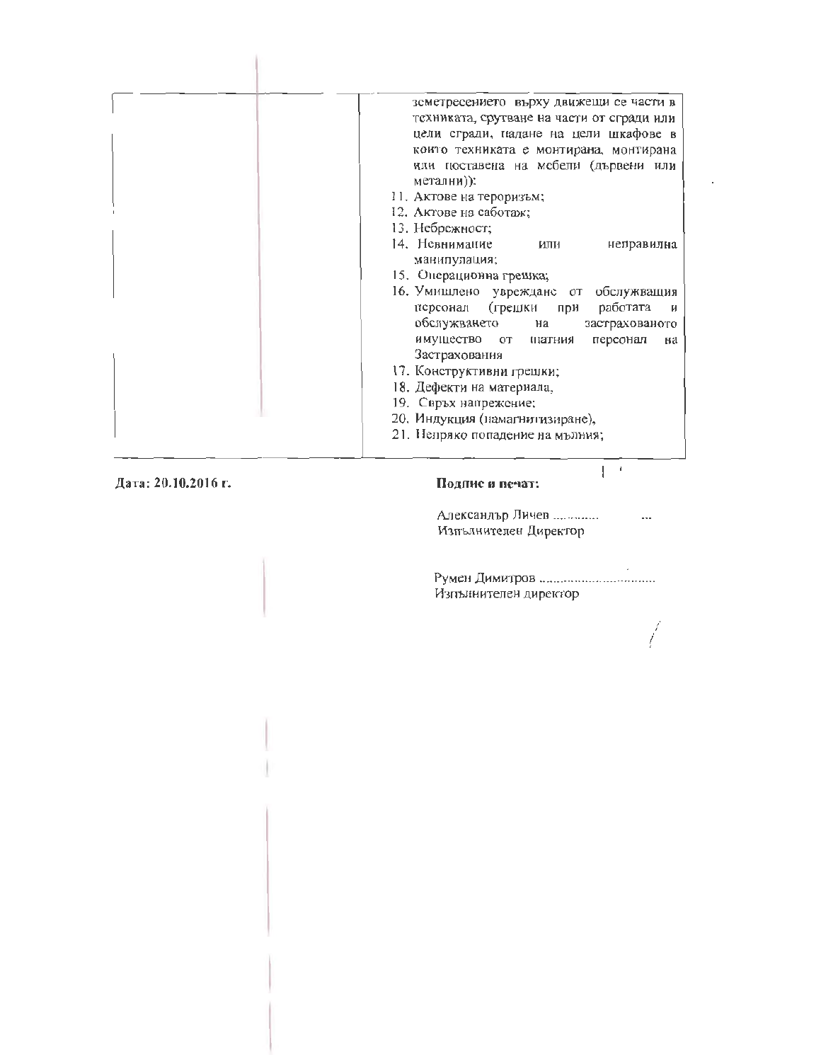| | |
|---|---|
| | земетресението върху движещи се части в техниката, срутване на части от сгради или цели сгради, падане на цели шкафове в които техниката е монтирана, монтирана или поставена на мебели (дървени или метални)):<br>11. Актове на тероризъм;<br>12. Актове на саботаж;<br>13. Небрежност;<br>14. Невнимание или неправилна манипулация;<br>15. Операционна грешка;<br>16. Умишлено увреждане от обслужващия персонал (грешки при работата и обслужването на застрахованото имущество от щатния персонал на Застрахования<br>17. Конструктивни грешки;<br>18. Дефекти на материала,<br>19. Свръх напрежение;<br>20. Индукция (намагнитизиране),<br>21. Непряко попадение на мълния; |

**Дата: 20.10.2016 г.**

**Подпис и печат:**

Александър Личев ............ ...
Изпълнителен Директор

Румен Димитров ................................
Изпълнителен директор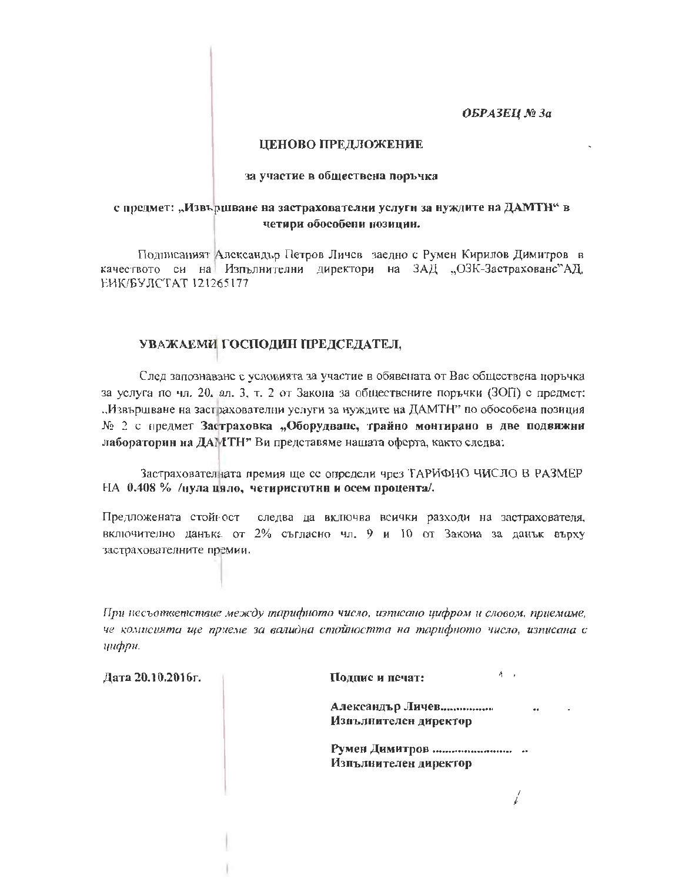*ОБРАЗЕЦ № 3а*

**ЦЕНОВО ПРЕДЛОЖЕНИЕ**

**за участие в обществена поръчка**

**с предмет: „Извършване на застрахователни услуги за нуждите на ДАМТН“ в четири обособени позиции.**

Подписаният Александър Петров Личев заедно с Румен Кирилов Димитров в качеството си на Изпълнителни директори на ЗАД „ОЗК-Застраховане“АД, ЕИК/БУЛСТАТ 121265177

**УВАЖАЕМИ ГОСПОДИН ПРЕДСЕДАТЕЛ,**

След запознаване с условията за участие в обявената от Вас обществена поръчка за услуга по чл. 20, ал. 3, т. 2 от Закона за обществените поръчки (ЗОП) с предмет: „Извършване на застрахователни услуги за нуждите на ДАМТН“ по обособена позиция № 2 с предмет **Застраховка „Оборудване, трайно монтирано в две подвижни лаборатории на ДАМТН“** Ви представяме нашата оферта, както следва:

Застрахователната премия ще се определи чрез ТАРИФНО ЧИСЛО В РАЗМЕР НА **0.408 % /нула цяло, четиристотин и осем процента/.**

Предложената стойност следва да включва всички разходи на застрахователя, включително данъка от 2% съгласно чл. 9 и 10 от Закона за данък върху застрахователните премии.

*При несъответствие между тарифното число, изписано цифром и словом, приемаме, че комисията ще приеме за валидна стойността на тарифното число, изписана с цифри.*

**Дата 20.10.2016г.**

**Подпис и печат:**

**Александър Личев................**
**Изпълнителен директор**

**Румен Димитров ........................**
**Изпълнителен директор**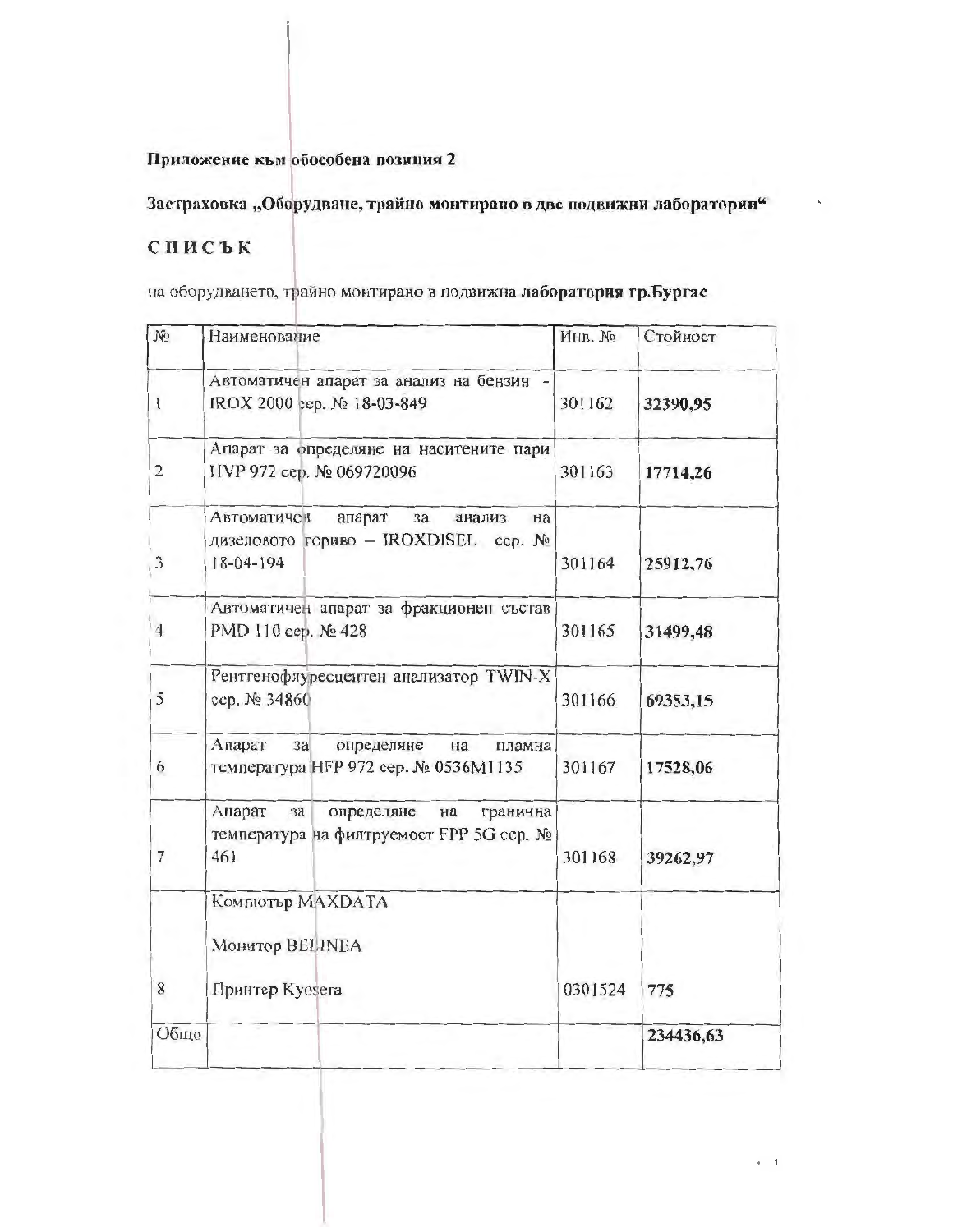**Приложение към обособена позиция 2**

**Застраховка „Оборудване, трайно монтирано в две подвижни лаборатории“**

**СПИСЪК**

на оборудването, трайно монтирано в подвижна **лаборатория гр.Бургас**

| № | Наименование | Инв. № | Стойност |
|---|---|---|---|
| 1 | Автоматичен апарат за анализ на бензин - IROX 2000 сер. № 18-03-849 | 301162 | **32390,95** |
| 2 | Апарат за определяне на наситените пари HVP 972 сер. № 069720096 | 301163 | **17714,26** |
| 3 | Автоматичен апарат за анализ на дизеловото гориво – IROXDISEL сер. № 18-04-194 | 301164 | **25912,76** |
| 4 | Автоматичен апарат за фракционен състав PMD 110 сер. № 428 | 301165 | **31499,48** |
| 5 | Рентгенофлуресцентен анализатор TWIN-X сер. № 34860 | 301166 | **69353,15** |
| 6 | Апарат за определяне на пламна температура HFP 972 сер. № 0536M1135 | 301167 | **17528,06** |
| 7 | Апарат за определяне на гранична температура на филтруемост FPP 5G сер. № 461 | 301168 | **39262,97** |
| 8 | Компютър MAXDATA<br><br>Монитор BELINEA<br><br>Принтер Kyosera | 0301524 | **775** |
| Общо | | | **234436,63** |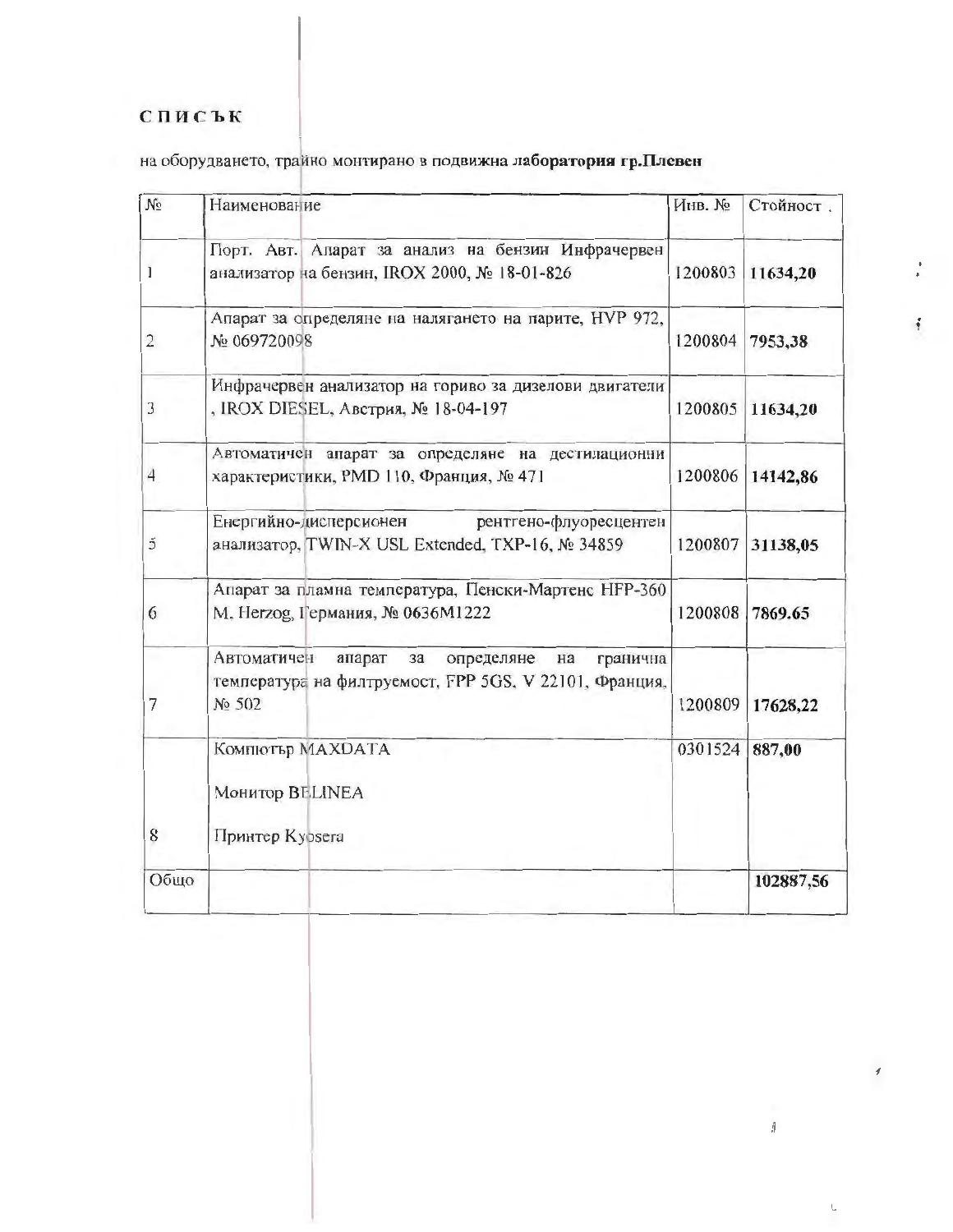**СПИСЪК**

на оборудването, трайно монтирано в подвижна **лаборатория гр.Плевен**

| № | Наименование | Инв. № | Стойност . |
|---|---|---|---|
| 1 | Порт. Авт. Апарат за анализ на бензин Инфрачервен анализатор на бензин, IROX 2000, № 18-01-826 | 1200803 | **11634,20** |
| 2 | Апарат за определяне на налягането на парите, HVP 972, № 069720098 | 1200804 | **7953,38** |
| 3 | Инфрачервен анализатор на гориво за дизелови двигатели , IROX DIESEL, Австрия, № 18-04-197 | 1200805 | **11634,20** |
| 4 | Автоматичен апарат за определяне на дестилационни характеристики, PMD 110, Франция, № 471 | 1200806 | **14142,86** |
| 5 | Енергийно-дисперсионен рентгено-флуоресцентен анализатор, TWIN-X USL Extended, TXP-16, № 34859 | 1200807 | **31138,05** |
| 6 | Апарат за пламна температура, Пенски-Мартенс HFP-360 M, Herzog, Германия, № 0636M1222 | 1200808 | **7869.65** |
| 7 | Автоматичен апарат за определяне на гранична температура на филтруемост, FPP 5GS, V 22101, Франция, № 502 | 1200809 | **17628,22** |
| 8 | Компютър MAXDATA<br>Монитор BELINEA<br>Принтер Kyosera | 0301524 | **887,00** |
| Общо | | | **102887,56** |